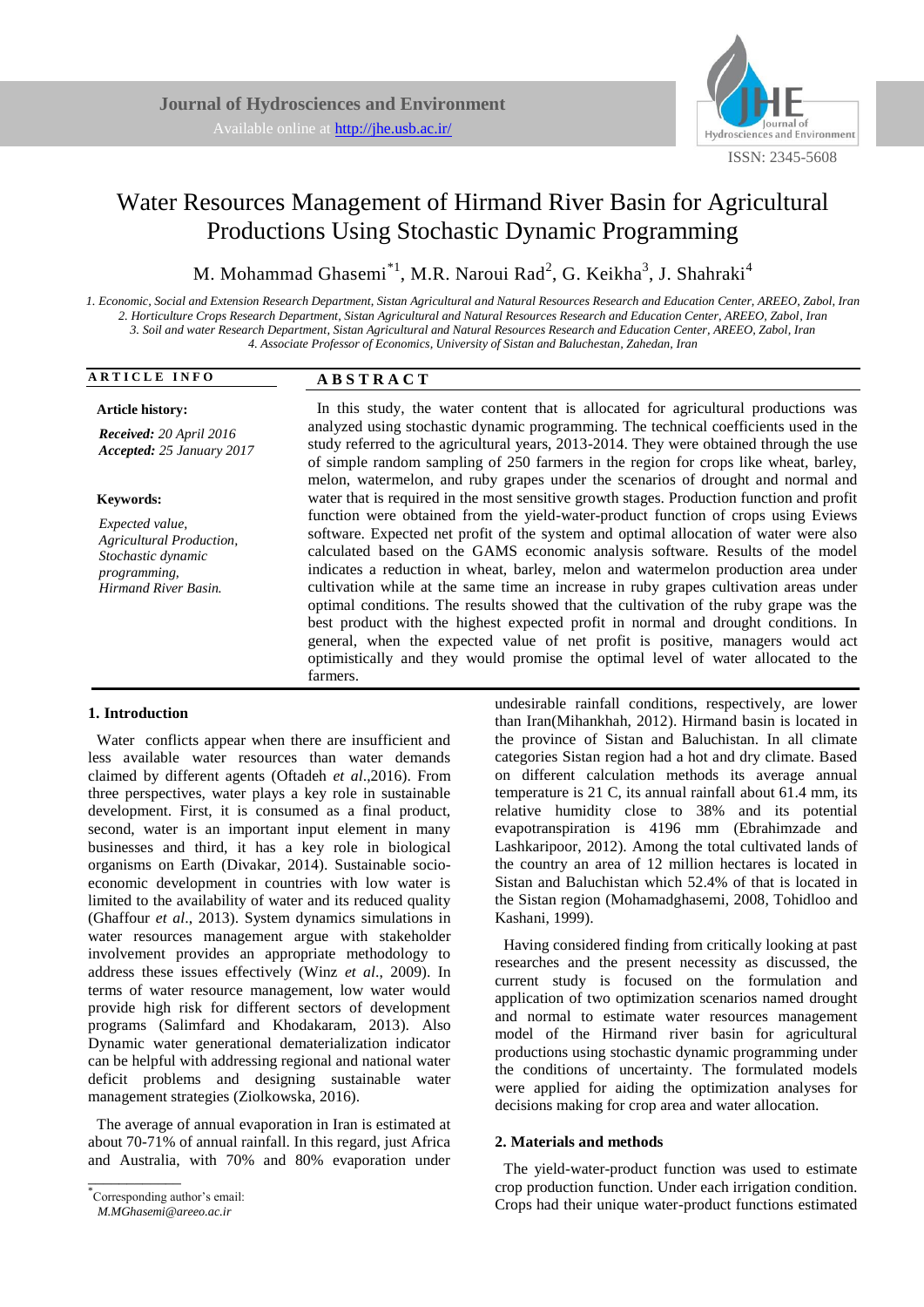# Water Resources Management of Hirmand River Basin for Agricultural Productions Using Stochastic Dynamic Programming

M. Mohammad Ghasemi[*1], M.R. Naroui Rad[2], G. Keikha[3], J. Shahraki[4]

*1. Economic, Social and Extension Research Department, Sistan Agricultural and Natural Resources Research and Education Center, AREEO, Zabol, Iran*
*2. Horticulture Crops Research Department, Sistan Agricultural and Natural Resources Research and Education Center, AREEO, Zabol, Iran*
*3. Soil and water Research Department, Sistan Agricultural and Natural Resources Research and Education Center, AREEO, Zabol, Iran*
*4. Associate Professor of Economics, University of Sistan and Baluchestan, Zahedan, Iran*

**ARTICLE INFO**

**Article history:**

***Received:*** *20 April 2016*
***Accepted:*** *25 January 2017*

**Keywords:**

*Expected value,*
*Agricultural Production,*
*Stochastic dynamic programming,*
*Hirmand River Basin.*

**ABSTRACT**

In this study, the water content that is allocated for agricultural productions was analyzed using stochastic dynamic programming. The technical coefficients used in the study referred to the agricultural years, 2013-2014. They were obtained through the use of simple random sampling of 250 farmers in the region for crops like wheat, barley, melon, watermelon, and ruby grapes under the scenarios of drought and normal and water that is required in the most sensitive growth stages. Production function and profit function were obtained from the yield-water-product function of crops using Eviews software. Expected net profit of the system and optimal allocation of water were also calculated based on the GAMS economic analysis software. Results of the model indicates a reduction in wheat, barley, melon and watermelon production area under cultivation while at the same time an increase in ruby grapes cultivation areas under optimal conditions. The results showed that the cultivation of the ruby grape was the best product with the highest expected profit in normal and drought conditions. In general, when the expected value of net profit is positive, managers would act optimistically and they would promise the optimal level of water allocated to the farmers.

## 1. Introduction

Water conflicts appear when there are insufficient and less available water resources than water demands claimed by different agents (Oftadeh *et al*.,2016). From three perspectives, water plays a key role in sustainable development. First, it is consumed as a final product, second, water is an important input element in many businesses and third, it has a key role in biological organisms on Earth (Divakar, 2014). Sustainable socio-economic development in countries with low water is limited to the availability of water and its reduced quality (Ghaffour *et al*., 2013). System dynamics simulations in water resources management argue with stakeholder involvement provides an appropriate methodology to address these issues effectively (Winz *et al*., 2009). In terms of water resource management, low water would provide high risk for different sectors of development programs (Salimfard and Khodakaram, 2013). Also Dynamic water generational dematerialization indicator can be helpful with addressing regional and national water deficit problems and designing sustainable water management strategies (Ziolkowska, 2016).

The average of annual evaporation in Iran is estimated at about 70-71% of annual rainfall. In this regard, just Africa and Australia, with 70% and 80% evaporation under undesirable rainfall conditions, respectively, are lower than Iran(Mihankhah, 2012). Hirmand basin is located in the province of Sistan and Baluchistan. In all climate categories Sistan region had a hot and dry climate. Based on different calculation methods its average annual temperature is 21 C, its annual rainfall about 61.4 mm, its relative humidity close to 38% and its potential evapotranspiration is 4196 mm (Ebrahimzade and Lashkaripoor, 2012). Among the total cultivated lands of the country an area of 12 million hectares is located in Sistan and Baluchistan which 52.4% of that is located in the Sistan region (Mohamadghasemi, 2008, Tohidloo and Kashani, 1999).

Having considered finding from critically looking at past researches and the present necessity as discussed, the current study is focused on the formulation and application of two optimization scenarios named drought and normal to estimate water resources management model of the Hirmand river basin for agricultural productions using stochastic dynamic programming under the conditions of uncertainty. The formulated models were applied for aiding the optimization analyses for decisions making for crop area and water allocation.

## 2. Materials and methods

The yield-water-product function was used to estimate crop production function. Under each irrigation condition. Crops had their unique water-product functions estimated

---

[*] Corresponding author's email: *M.MGhasemi@areeo.ac.ir*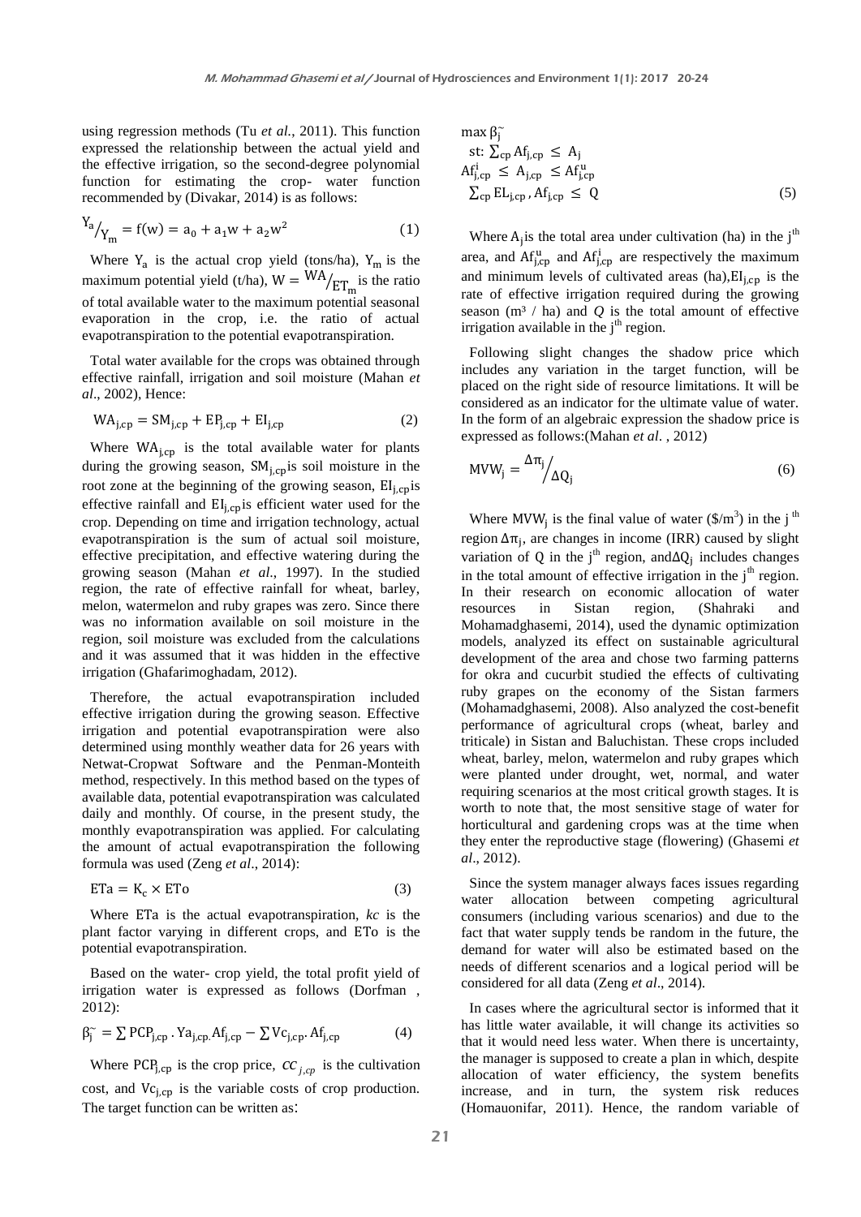using regression methods (Tu *et al.*, 2011). This function expressed the relationship between the actual yield and the effective irrigation, so the second-degree polynomial function for estimating the crop- water function recommended by (Divakar, 2014) is as follows:

$$Y_a / Y_m = f(w) = a_0 + a_1 w + a_2 w^2 \quad (1)$$

Where $Y_a$ is the actual crop yield (tons/ha), $Y_m$ is the maximum potential yield (t/ha), $W = WA/ET_m$ is the ratio of total available water to the maximum potential seasonal evaporation in the crop, i.e. the ratio of actual evapotranspiration to the potential evapotranspiration.

Total water available for the crops was obtained through effective rainfall, irrigation and soil moisture (Mahan *et al*., 2002), Hence:

$$WA_{j,cp} = SM_{j,cp} + EP_{j,cp} + EI_{j,cp} \quad (2)$$

Where $WA_{j,cp}$ is the total available water for plants during the growing season, $SM_{j,cp}$ is soil moisture in the root zone at the beginning of the growing season, $EI_{j,cp}$ is effective rainfall and $EI_{j,cp}$ is efficient water used for the crop. Depending on time and irrigation technology, actual evapotranspiration is the sum of actual soil moisture, effective precipitation, and effective watering during the growing season (Mahan *et al*., 1997). In the studied region, the rate of effective rainfall for wheat, barley, melon, watermelon and ruby grapes was zero. Since there was no information available on soil moisture in the region, soil moisture was excluded from the calculations and it was assumed that it was hidden in the effective irrigation (Ghafarimoghadam, 2012).

Therefore, the actual evapotranspiration included effective irrigation during the growing season. Effective irrigation and potential evapotranspiration were also determined using monthly weather data for 26 years with Netwat-Cropwat Software and the Penman-Monteith method, respectively. In this method based on the types of available data, potential evapotranspiration was calculated daily and monthly. Of course, in the present study, the monthly evapotranspiration was applied. For calculating the amount of actual evapotranspiration the following formula was used (Zeng *et al*., 2014):

$$ETa = K_c \times ETo \quad (3)$$

Where ETa is the actual evapotranspiration, *kc* is the plant factor varying in different crops, and ETo is the potential evapotranspiration.

Based on the water- crop yield, the total profit yield of irrigation water is expressed as follows (Dorfman , 2012):

$$\beta_j^{\sim} = \sum PCP_{j,cp} \cdot Ya_{j,cp} \cdot Af_{j,cp} - \sum Vc_{j,cp} \cdot Af_{j,cp} \quad (4)$$

Where $PCP_{j,cp}$ is the crop price, $cc_{j,cp}$ is the cultivation cost, and $Vc_{j,cp}$ is the variable costs of crop production. The target function can be written as:

$$\begin{aligned} &\max \beta_j^{\sim} \\ &\text{st: } \sum_{cp} Af_{j,cp} \leq A_j \\ &Af_{j,cp}^{i} \leq A_{j,cp} \leq Af_{j,cp}^{u} \\ &\sum_{cp} EL_{j,cp} , Af_{j,cp} \leq Q \end{aligned} \quad (5)$$

Where $A_j$ is the total area under cultivation (ha) in the j[th] area, and $Af_{j,cp}^{u}$ and $Af_{j,cp}^{i}$ are respectively the maximum and minimum levels of cultivated areas (ha),$EI_{j,cp}$ is the rate of effective irrigation required during the growing season ($m^3$ / ha) and *Q* is the total amount of effective irrigation available in the j[th] region.

Following slight changes the shadow price which includes any variation in the target function, will be placed on the right side of resource limitations. It will be considered as an indicator for the ultimate value of water. In the form of an algebraic expression the shadow price is expressed as follows:(Mahan *et al.* , 2012)

$$MVW_j = \Delta\pi_j / \Delta Q_j \quad (6)$$

Where $MVW_j$ is the final value of water ($\$/m^3$) in the j [th] region $\Delta\pi_j$, are changes in income (IRR) caused by slight variation of Q in the j[th] region, and$\Delta Q_j$ includes changes in the total amount of effective irrigation in the j[th] region. In their research on economic allocation of water resources in Sistan region, (Shahraki and Mohamadghasemi, 2014), used the dynamic optimization models, analyzed its effect on sustainable agricultural development of the area and chose two farming patterns for okra and cucurbit studied the effects of cultivating ruby grapes on the economy of the Sistan farmers (Mohamadghasemi, 2008). Also analyzed the cost-benefit performance of agricultural crops (wheat, barley and triticale) in Sistan and Baluchistan. These crops included wheat, barley, melon, watermelon and ruby grapes which were planted under drought, wet, normal, and water requiring scenarios at the most critical growth stages. It is worth to note that, the most sensitive stage of water for horticultural and gardening crops was at the time when they enter the reproductive stage (flowering) (Ghasemi *et al*., 2012).

Since the system manager always faces issues regarding water allocation between competing agricultural consumers (including various scenarios) and due to the fact that water supply tends be random in the future, the demand for water will also be estimated based on the needs of different scenarios and a logical period will be considered for all data (Zeng *et al*., 2014).

In cases where the agricultural sector is informed that it has little water available, it will change its activities so that it would need less water. When there is uncertainty, the manager is supposed to create a plan in which, despite allocation of water efficiency, the system benefits increase, and in turn, the system risk reduces (Homauonifar, 2011). Hence, the random variable of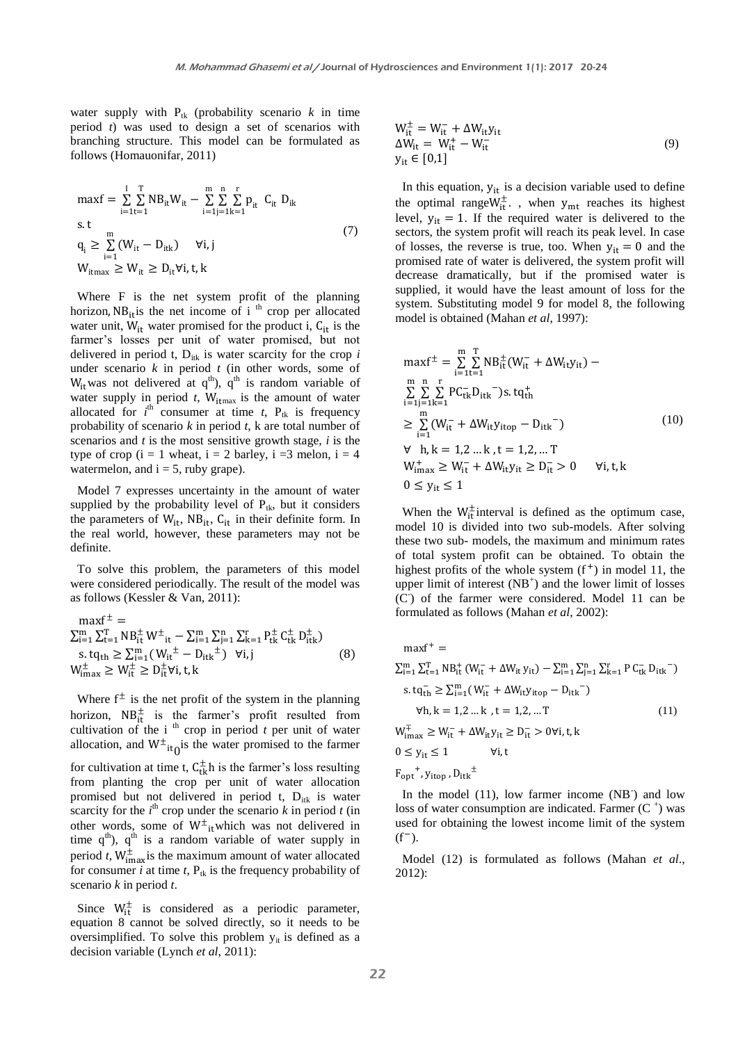water supply with $P_{tk}$ (probability scenario $k$ in time period $t$) was used to design a set of scenarios with branching structure. This model can be formulated as follows (Homauonifar, 2011)

$$
\begin{aligned}
&\max f = \sum_{i=1}^{I}\sum_{t=1}^{T} NB_{it} W_{it} - \sum_{i=1}^{m}\sum_{j=1}^{n}\sum_{k=1}^{r} p_{it}\ C_{it}\ D_{ik} \\
&\text{s.t} \\
&q_i \geq \sum_{i=1}^{m} (W_{it} - D_{itk}) \quad \forall i,j \\
&W_{it\max} \geq W_{it} \geq D_{it} \forall i,t,k
\end{aligned}
\tag{7}
$$

Where F is the net system profit of the planning horizon, $NB_{it}$ is the net income of i [th] crop per allocated water unit, $W_{it}$ water promised for the product i, $C_{it}$ is the farmer's losses per unit of water promised, but not delivered in period t, $D_{itk}$ is water scarcity for the crop $i$ under scenario $k$ in period $t$ (in other words, some of $W_{it}$ was not delivered at $q^{th}$), $q^{th}$ is random variable of water supply in period $t$, $W_{it\max}$ is the amount of water allocated for $i^{th}$ consumer at time $t$, $P_{tk}$ is frequency probability of scenario $k$ in period $t$, k are total number of scenarios and $t$ is the most sensitive growth stage, $i$ is the type of crop (i = 1 wheat, i = 2 barley, i =3 melon, i = 4 watermelon, and i = 5, ruby grape).

Model 7 expresses uncertainty in the amount of water supplied by the probability level of $P_{tk}$, but it considers the parameters of $W_{it}$, $NB_{it}$, $C_{it}$ in their definite form. In the real world, however, these parameters may not be definite.

To solve this problem, the parameters of this model were considered periodically. The result of the model was as follows (Kessler & Van, 2011):

$$
\begin{aligned}
&\max f^{\pm} = \\
&\sum_{i=1}^{m}\sum_{t=1}^{T} NB_{it}^{\pm} W^{\pm}{}_{it} - \sum_{i=1}^{m}\sum_{j=1}^{n}\sum_{k=1}^{r} P_{tk}^{\pm} C_{tk}^{\pm} D_{itk}^{\pm}) \\
&\text{s. } tq_{th} \geq \sum_{i=1}^{m} ( W_{it}{}^{\pm} - D_{itk}{}^{\pm}) \quad \forall i,j \\
&W_{i\max}^{\pm} \geq W_{it}^{\pm} \geq D_{it}^{\pm} \forall i,t,k
\end{aligned}
\tag{8}
$$

Where $f^{\pm}$ is the net profit of the system in the planning horizon, $NB_{it}^{\pm}$ is the farmer's profit resulted from cultivation of the i [th] crop in period $t$ per unit of water allocation, and $W^{\pm}{}_{it_0}$ is the water promised to the farmer for cultivation at time t, $C_{tk}^{\pm}$h is the farmer's loss resulting from planting the crop per unit of water allocation promised but not delivered in period t, $D_{itk}$ is water scarcity for the $i^{th}$ crop under the scenario $k$ in period $t$ (in other words, some of $W^{\pm}{}_{it}$ which was not delivered in time $q^{th}$), $q^{th}$ is a random variable of water supply in period $t$, $W_{i\max}^{\pm}$ is the maximum amount of water allocated for consumer $i$ at time $t$, $P_{tk}$ is the frequency probability of scenario $k$ in period $t$.

Since $W_{it}^{\pm}$ is considered as a periodic parameter, equation 8 cannot be solved directly, so it needs to be oversimplified. To solve this problem $y_{it}$ is defined as a decision variable (Lynch *et al*, 2011):

$$
\begin{aligned}
&W_{it}^{\pm} = W_{it}^{-} + \Delta W_{it} y_{it} \\
&\Delta W_{it} = W_{it}^{+} - W_{it}^{-} \\
&y_{it} \in [0,1]
\end{aligned}
\tag{9}
$$

In this equation, $y_{it}$ is a decision variable used to define the optimal range $W_{it}^{\pm}$. , when $y_{mt}$ reaches its highest level, $y_{it} = 1$. If the required water is delivered to the sectors, the system profit will reach its peak level. In case of losses, the reverse is true, too. When $y_{it} = 0$ and the promised rate of water is delivered, the system profit will decrease dramatically, but if the promised water is supplied, it would have the least amount of loss for the system. Substituting model 9 for model 8, the following model is obtained (Mahan *et al*, 1997):

$$
\begin{aligned}
&\max f^{\pm} = \sum_{i=1}^{m}\sum_{t=1}^{T} NB_{it}^{\pm}(W_{it}^{-} + \Delta W_{it} y_{it}) - \\
&\sum_{i=1}^{m}\sum_{j=1}^{n}\sum_{k=1}^{r} PC_{tk}^{-} D_{itk}{}^{-}) \text{s. } tq_{th}^{+} \\
&\geq \sum_{i=1}^{m} (W_{it}^{-} + \Delta W_{it} y_{itop} - D_{itk}{}^{-}) \\
&\forall \quad h,k = 1,2 \ldots k\ , t = 1,2, \ldots T \\
&W_{i\max}^{+} \geq W_{it}^{-} + \Delta W_{it} y_{it} \geq D_{it}^{-} > 0 \qquad \forall i,t,k \\
&0 \leq y_{it} \leq 1
\end{aligned}
\tag{10}
$$

When the $W_{it}^{\pm}$ interval is defined as the optimum case, model 10 is divided into two sub-models. After solving these two sub- models, the maximum and minimum rates of total system profit can be obtained. To obtain the highest profits of the whole system $(f^{+})$ in model 11, the upper limit of interest ($NB^{+}$) and the lower limit of losses ($C^{-}$) of the farmer were considered. Model 11 can be formulated as follows (Mahan *et al*, 2002):

$$
\begin{aligned}
&\max f^{+} = \\
&\sum_{i=1}^{m}\sum_{t=1}^{T} NB_{it}^{+} (W_{it}^{-} + \Delta W_{it}\, y_{it}) - \sum_{i=1}^{m}\sum_{j=1}^{n}\sum_{k=1}^{r} P\, C_{tk}^{-}\, D_{itk}{}^{-}) \\
&\text{s. } tq_{th}^{-} \geq \sum_{i=1}^{m} ( W_{it}^{-} + \Delta W_{it} y_{itop} - D_{itk}{}^{-}) \\
&\quad \forall h,k = 1,2 \ldots k\ , t = 1,2, \ldots T \\
&W_{i\max}^{\mp} \geq W_{it}^{-} + \Delta W_{it} y_{it} \geq D_{it}^{-} > 0 \forall i,t,k \\
&0 \leq y_{it} \leq 1 \qquad \forall i,t \\
&F_{opt}{}^{+}, y_{itop}, D_{itk}{}^{\pm}
\end{aligned}
\tag{11}
$$

In the model (11), low farmer income ($NB^{-}$) and low loss of water consumption are indicated. Farmer ($C^{+}$) was used for obtaining the lowest income limit of the system $(f^{-})$.

Model (12) is formulated as follows (Mahan *et al*., 2012):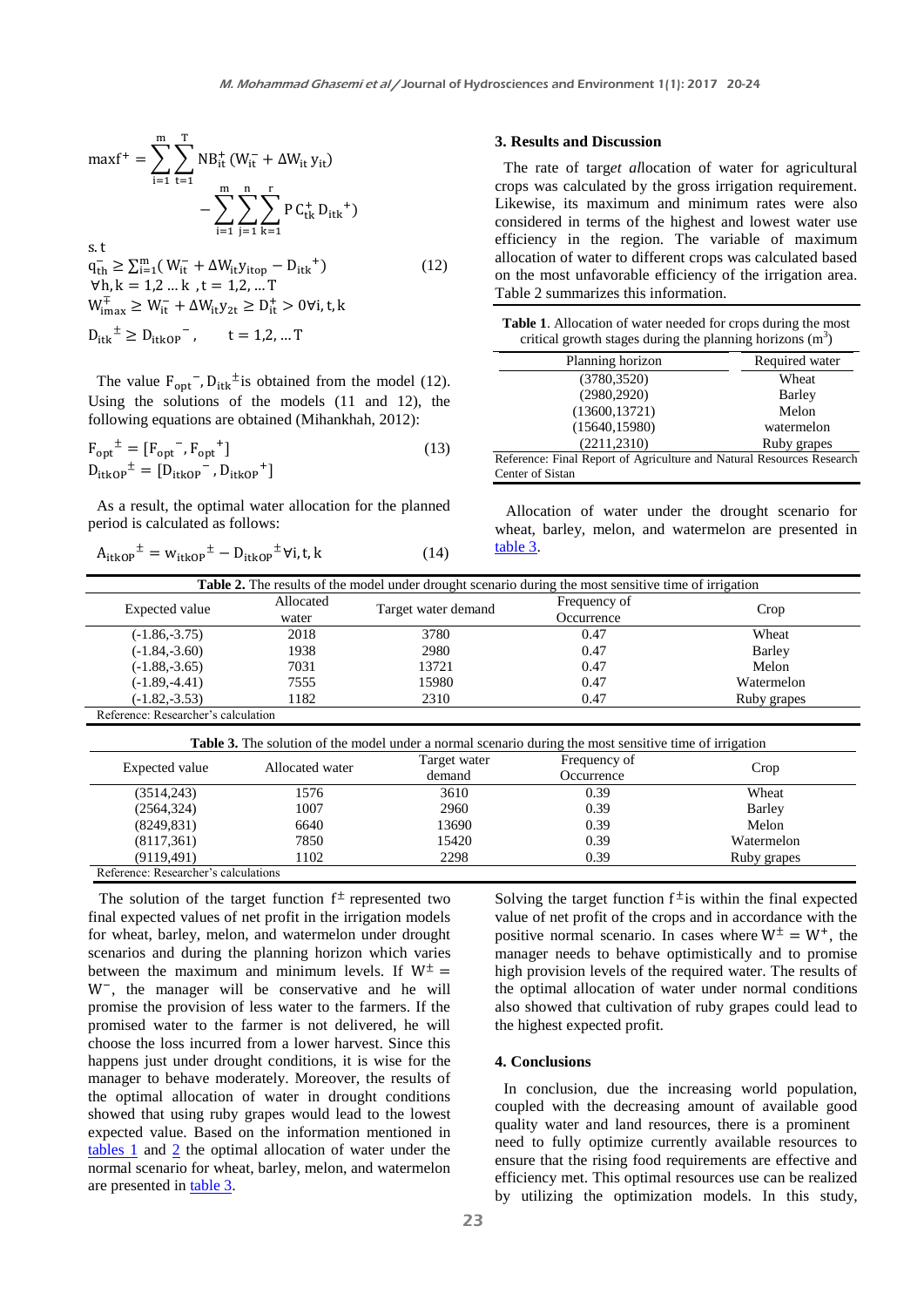$$\max f^{+} = \sum_{i=1}^{m}\sum_{t=1}^{T} NB_{it}^{+}\left(W_{it}^{-} + \Delta W_{it}\, y_{it}\right) - \sum_{i=1}^{m}\sum_{j=1}^{n}\sum_{k=1}^{r} P\, C_{tk}^{+}\, D_{itk}^{\ +})$$

s. t

$$q_{th}^{-} \geq \sum_{i=1}^{m}\left( W_{it}^{-} + \Delta W_{it} y_{itop} - D_{itk}^{\ +}\right) \tag{12}$$

$$\forall h, k = 1,2 \ldots k \ , t = 1,2, \ldots T$$

$$W_{imax}^{\mp} \geq W_{it}^{-} + \Delta W_{it} y_{2t} \geq D_{it}^{+} > 0 \forall i, t, k$$

$$D_{itk}^{\ \pm} \geq D_{itkOP}^{\ -}, \qquad t = 1,2, \ldots T$$

The value $F_{opt}^{\ -}, D_{itk}^{\ \pm}$ is obtained from the model (12). Using the solutions of the models (11 and 12), the following equations are obtained (Mihankhah, 2012):

$$F_{opt}^{\ \pm} = [F_{opt}^{\ -}, F_{opt}^{\ +}] \tag{13}$$

$$D_{itkOP}^{\ \pm} = [D_{itkOP}^{\ -}, D_{itkOP}^{\ +}]$$

As a result, the optimal water allocation for the planned period is calculated as follows:

$$A_{itkOP}^{\ \pm} = w_{itkOP}^{\ \pm} - D_{itkOP}^{\ \pm} \forall i, t, k \tag{14}$$

## 3. Results and Discussion

The rate of target allocation of water for agricultural crops was calculated by the gross irrigation requirement. Likewise, its maximum and minimum rates were also considered in terms of the highest and lowest water use efficiency in the region. The variable of maximum allocation of water to different crops was calculated based on the most unfavorable efficiency of the irrigation area. Table 2 summarizes this information.

**Table 1**. Allocation of water needed for crops during the most critical growth stages during the planning horizons ($m^3$)

| Planning horizon | Required water |
|---|---|
| (3780,3520) | Wheat |
| (2980,2920) | Barley |
| (13600,13721) | Melon |
| (15640,15980) | watermelon |
| (2211,2310) | Ruby grapes |

Reference: Final Report of Agriculture and Natural Resources Research Center of Sistan

Allocation of water under the drought scenario for wheat, barley, melon, and watermelon are presented in table 3.

**Table 2.** The results of the model under drought scenario during the most sensitive time of irrigation

| Expected value | Allocated water | Target water demand | Frequency of Occurrence | Crop |
|---|---|---|---|---|
| (-1.86,-3.75) | 2018 | 3780 | 0.47 | Wheat |
| (-1.84,-3.60) | 1938 | 2980 | 0.47 | Barley |
| (-1.88,-3.65) | 7031 | 13721 | 0.47 | Melon |
| (-1.89,-4.41) | 7555 | 15980 | 0.47 | Watermelon |
| (-1.82,-3.53) | 1182 | 2310 | 0.47 | Ruby grapes |

Reference: Researcher's calculation

**Table 3.** The solution of the model under a normal scenario during the most sensitive time of irrigation

| Expected value | Allocated water | Target water demand | Frequency of Occurrence | Crop |
|---|---|---|---|---|
| (3514,243) | 1576 | 3610 | 0.39 | Wheat |
| (2564,324) | 1007 | 2960 | 0.39 | Barley |
| (8249,831) | 6640 | 13690 | 0.39 | Melon |
| (8117,361) | 7850 | 15420 | 0.39 | Watermelon |
| (9119,491) | 1102 | 2298 | 0.39 | Ruby grapes |

Reference: Researcher's calculations

The solution of the target function $f^{\pm}$ represented two final expected values of net profit in the irrigation models for wheat, barley, melon, and watermelon under drought scenarios and during the planning horizon which varies between the maximum and minimum levels. If $W^{\pm} = W^{-}$, the manager will be conservative and he will promise the provision of less water to the farmers. If the promised water to the farmer is not delivered, he will choose the loss incurred from a lower harvest. Since this happens just under drought conditions, it is wise for the manager to behave moderately. Moreover, the results of the optimal allocation of water in drought conditions showed that using ruby grapes would lead to the lowest expected value. Based on the information mentioned in tables 1 and 2 the optimal allocation of water under the normal scenario for wheat, barley, melon, and watermelon are presented in table 3.

Solving the target function $f^{\pm}$is within the final expected value of net profit of the crops and in accordance with the positive normal scenario. In cases where $W^{\pm} = W^{+}$, the manager needs to behave optimistically and to promise high provision levels of the required water. The results of the optimal allocation of water under normal conditions also showed that cultivation of ruby grapes could lead to the highest expected profit.

## 4. Conclusions

In conclusion, due the increasing world population, coupled with the decreasing amount of available good quality water and land resources, there is a prominent need to fully optimize currently available resources to ensure that the rising food requirements are effective and efficiency met. This optimal resources use can be realized by utilizing the optimization models. In this study,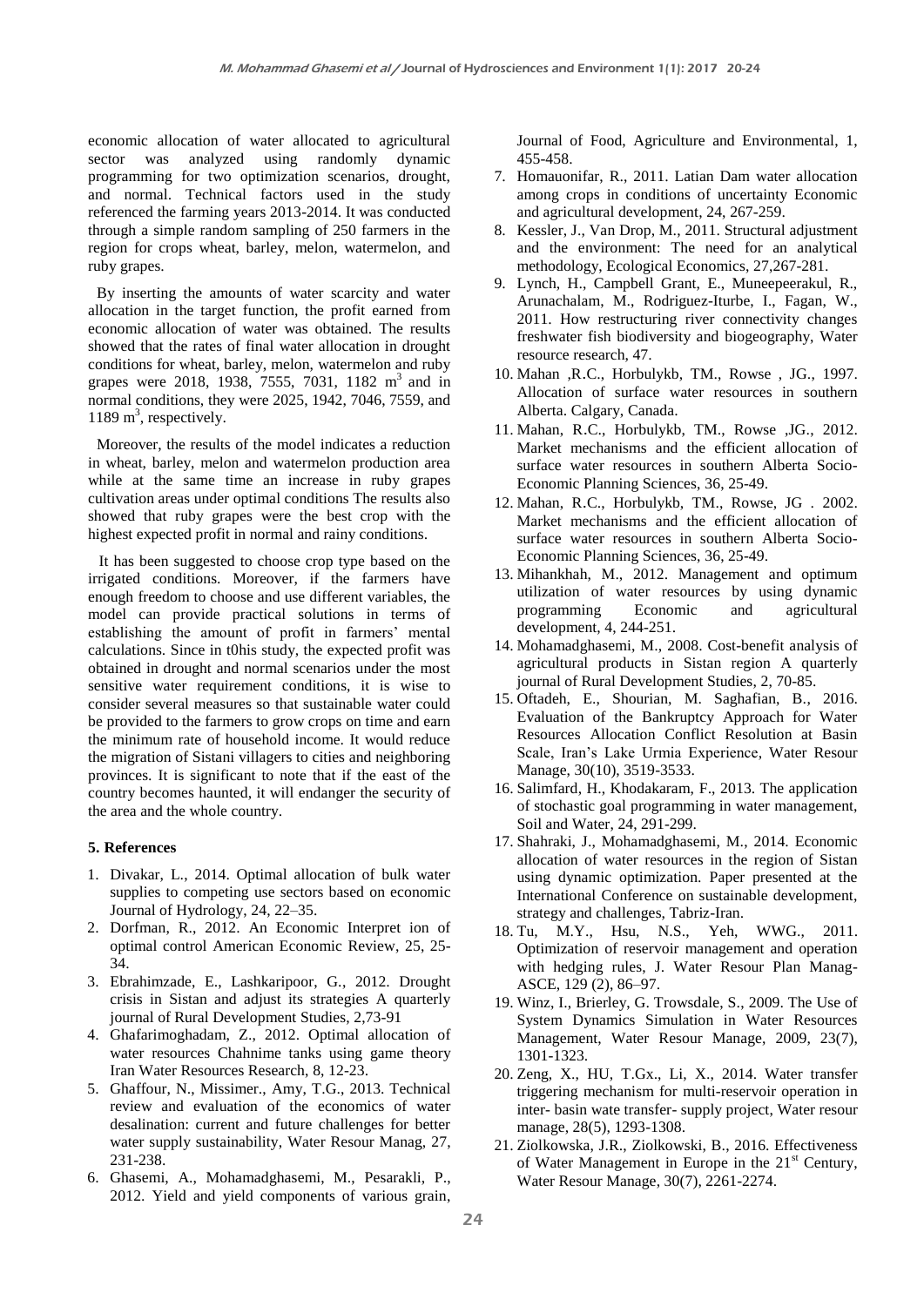economic allocation of water allocated to agricultural sector was analyzed using randomly dynamic programming for two optimization scenarios, drought, and normal. Technical factors used in the study referenced the farming years 2013-2014. It was conducted through a simple random sampling of 250 farmers in the region for crops wheat, barley, melon, watermelon, and ruby grapes.

By inserting the amounts of water scarcity and water allocation in the target function, the profit earned from economic allocation of water was obtained. The results showed that the rates of final water allocation in drought conditions for wheat, barley, melon, watermelon and ruby grapes were 2018, 1938, 7555, 7031, 1182 $m^3$ and in normal conditions, they were 2025, 1942, 7046, 7559, and 1189 $m^3$, respectively.

Moreover, the results of the model indicates a reduction in wheat, barley, melon and watermelon production area while at the same time an increase in ruby grapes cultivation areas under optimal conditions The results also showed that ruby grapes were the best crop with the highest expected profit in normal and rainy conditions.

It has been suggested to choose crop type based on the irrigated conditions. Moreover, if the farmers have enough freedom to choose and use different variables, the model can provide practical solutions in terms of establishing the amount of profit in farmers' mental calculations. Since in t0his study, the expected profit was obtained in drought and normal scenarios under the most sensitive water requirement conditions, it is wise to consider several measures so that sustainable water could be provided to the farmers to grow crops on time and earn the minimum rate of household income. It would reduce the migration of Sistani villagers to cities and neighboring provinces. It is significant to note that if the east of the country becomes haunted, it will endanger the security of the area and the whole country.

### 5. References

1. Divakar, L., 2014. Optimal allocation of bulk water supplies to competing use sectors based on economic Journal of Hydrology, 24, 22–35.
2. Dorfman, R., 2012. An Economic Interpret ion of optimal control American Economic Review, 25, 25-34.
3. Ebrahimzade, E., Lashkaripoor, G., 2012. Drought crisis in Sistan and adjust its strategies A quarterly journal of Rural Development Studies, 2,73-91
4. Ghafarimoghadam, Z., 2012. Optimal allocation of water resources Chahnime tanks using game theory Iran Water Resources Research, 8, 12-23.
5. Ghaffour, N., Missimer., Amy, T.G., 2013. Technical review and evaluation of the economics of water desalination: current and future challenges for better water supply sustainability, Water Resour Manag, 27, 231-238.
6. Ghasemi, A., Mohamadghasemi, M., Pesarakli, P., 2012. Yield and yield components of various grain, Journal of Food, Agriculture and Environmental, 1, 455-458.
7. Homauonifar, R., 2011. Latian Dam water allocation among crops in conditions of uncertainty Economic and agricultural development, 24, 267-259.
8. Kessler, J., Van Drop, M., 2011. Structural adjustment and the environment: The need for an analytical methodology, Ecological Economics, 27,267-281.
9. Lynch, H., Campbell Grant, E., Muneepeerakul, R., Arunachalam, M., Rodriguez-Iturbe, I., Fagan, W., 2011. How restructuring river connectivity changes freshwater fish biodiversity and biogeography, Water resource research, 47.
10. Mahan ,R.C., Horbulykb, TM., Rowse , JG., 1997. Allocation of surface water resources in southern Alberta. Calgary, Canada.
11. Mahan, R.C., Horbulykb, TM., Rowse ,JG., 2012. Market mechanisms and the efficient allocation of surface water resources in southern Alberta Socio-Economic Planning Sciences, 36, 25-49.
12. Mahan, R.C., Horbulykb, TM., Rowse, JG . 2002. Market mechanisms and the efficient allocation of surface water resources in southern Alberta Socio-Economic Planning Sciences, 36, 25-49.
13. Mihankhah, M., 2012. Management and optimum utilization of water resources by using dynamic programming Economic and agricultural development, 4, 244-251.
14. Mohamadghasemi, M., 2008. Cost-benefit analysis of agricultural products in Sistan region A quarterly journal of Rural Development Studies, 2, 70-85.
15. Oftadeh, E., Shourian, M. Saghafian, B., 2016. Evaluation of the Bankruptcy Approach for Water Resources Allocation Conflict Resolution at Basin Scale, Iran's Lake Urmia Experience, Water Resour Manage, 30(10), 3519-3533.
16. Salimfard, H., Khodakaram, F., 2013. The application of stochastic goal programming in water management, Soil and Water, 24, 291-299.
17. Shahraki, J., Mohamadghasemi, M., 2014. Economic allocation of water resources in the region of Sistan using dynamic optimization. Paper presented at the International Conference on sustainable development, strategy and challenges, Tabriz-Iran.
18. Tu, M.Y., Hsu, N.S., Yeh, WWG., 2011. Optimization of reservoir management and operation with hedging rules, J. Water Resour Plan Manag-ASCE, 129 (2), 86–97.
19. Winz, I., Brierley, G. Trowsdale, S., 2009. The Use of System Dynamics Simulation in Water Resources Management, Water Resour Manage, 2009, 23(7), 1301-1323.
20. Zeng, X., HU, T.Gx., Li, X., 2014. Water transfer triggering mechanism for multi-reservoir operation in inter- basin wate transfer- supply project, Water resour manage, 28(5), 1293-1308.
21. Ziolkowska, J.R., Ziolkowski, B., 2016. Effectiveness of Water Management in Europe in the $21^{st}$ Century, Water Resour Manage, 30(7), 2261-2274.